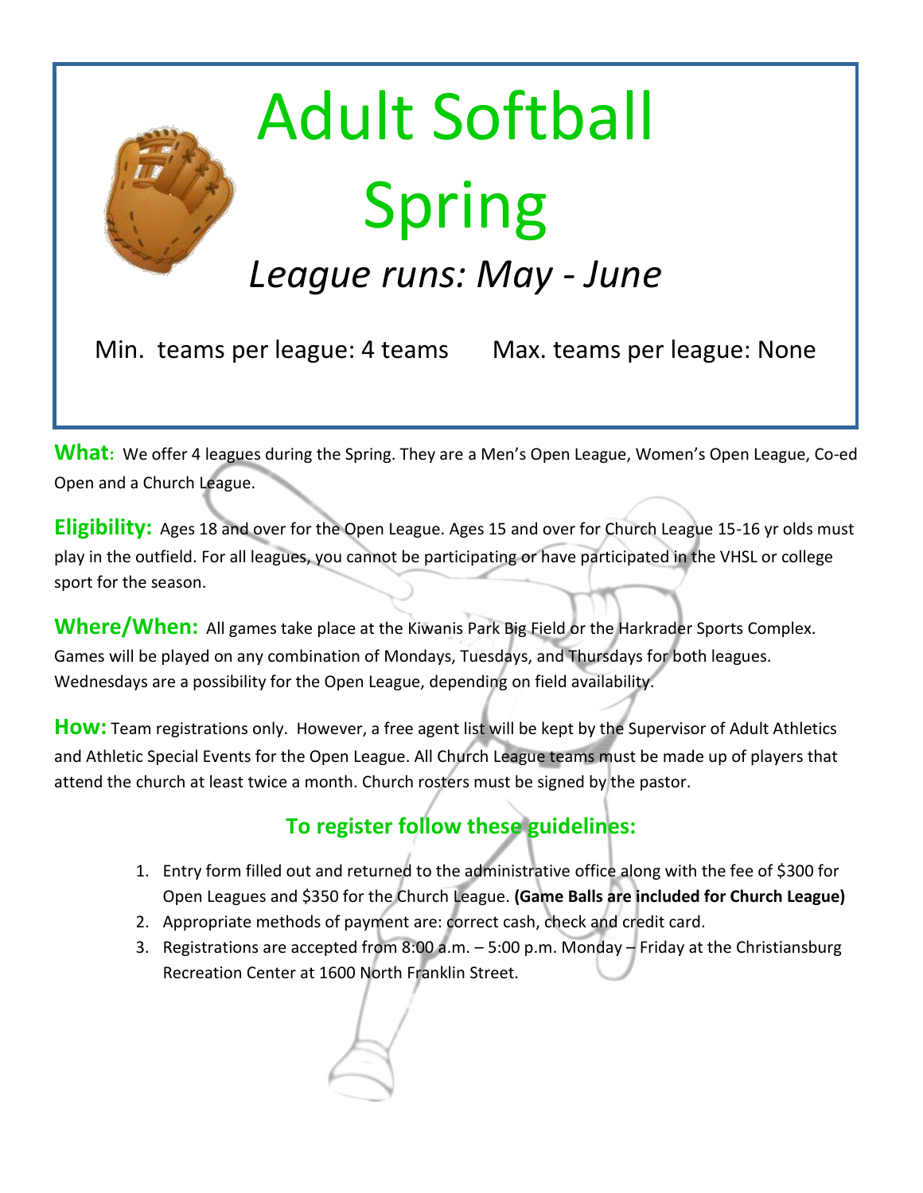# Adult Softball Spring

*League runs: May - June*

Min. teams per league: 4 teams Max. teams per league: None

**What:** We offer 4 leagues during the Spring. They are a Men's Open League, Women's Open League, Co-ed Open and a Church League.

**Eligibility:** Ages 18 and over for the Open League. Ages 15 and over for Church League 15-16 yr olds must play in the outfield. For all leagues, you cannot be participating or have participated in the VHSL or college sport for the season.

**Where/When:** All games take place at the Kiwanis Park Big Field or the Harkrader Sports Complex. Games will be played on any combination of Mondays, Tuesdays, and Thursdays for both leagues. Wednesdays are a possibility for the Open League, depending on field availability.

**How:** Team registrations only. However, a free agent list will be kept by the Supervisor of Adult Athletics and Athletic Special Events for the Open League. All Church League teams must be made up of players that attend the church at least twice a month. Church rosters must be signed by the pastor.

## To register follow these guidelines:

1. Entry form filled out and returned to the administrative office along with the fee of $300 for Open Leagues and $350 for the Church League. **(Game Balls are included for Church League)**
2. Appropriate methods of payment are: correct cash, check and credit card.
3. Registrations are accepted from 8:00 a.m. – 5:00 p.m. Monday – Friday at the Christiansburg Recreation Center at 1600 North Franklin Street.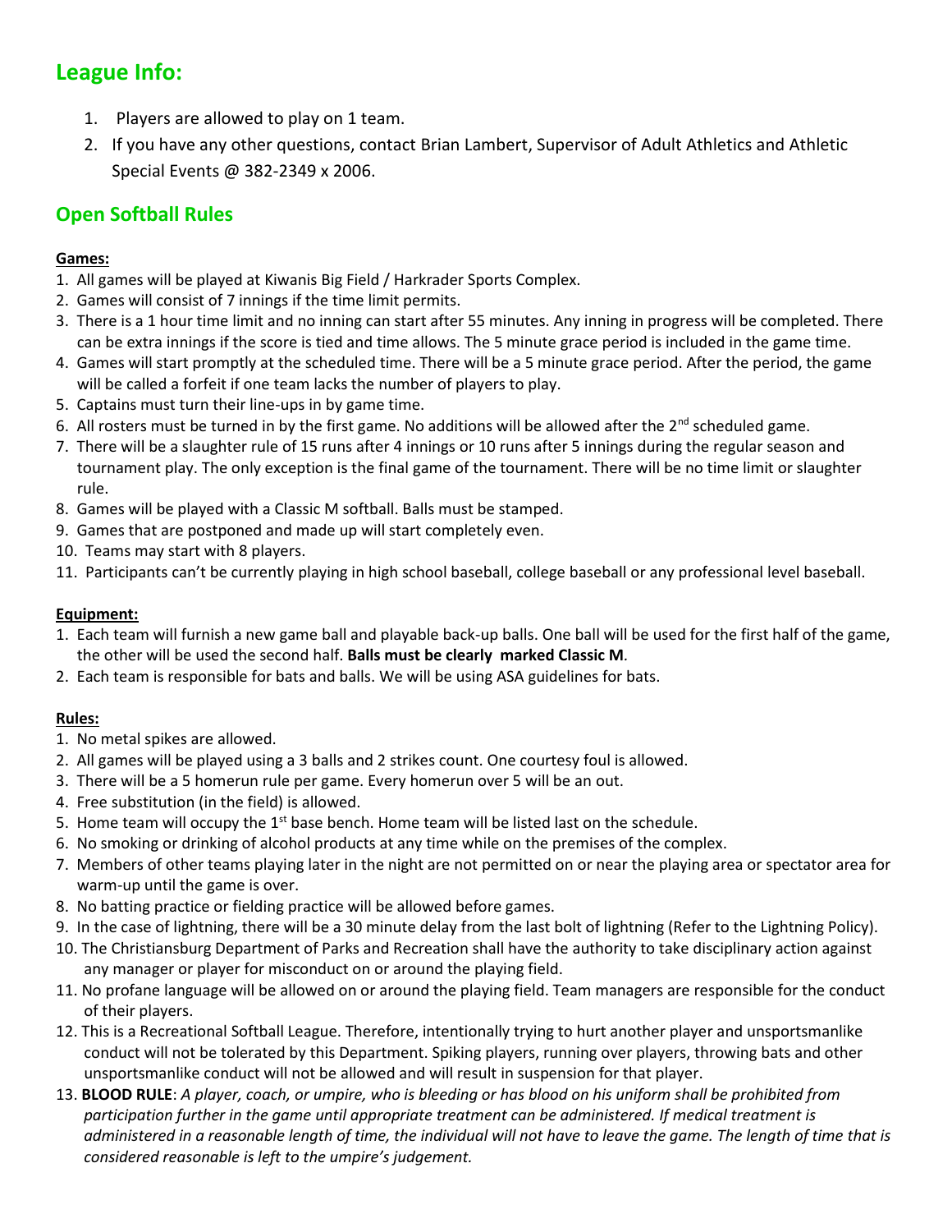## League Info:

1. Players are allowed to play on 1 team.
2. If you have any other questions, contact Brian Lambert, Supervisor of Adult Athletics and Athletic Special Events @ 382-2349 x 2006.

## Open Softball Rules

**Games:**

1. All games will be played at Kiwanis Big Field / Harkrader Sports Complex.
2. Games will consist of 7 innings if the time limit permits.
3. There is a 1 hour time limit and no inning can start after 55 minutes. Any inning in progress will be completed. There can be extra innings if the score is tied and time allows. The 5 minute grace period is included in the game time.
4. Games will start promptly at the scheduled time. There will be a 5 minute grace period. After the period, the game will be called a forfeit if one team lacks the number of players to play.
5. Captains must turn their line-ups in by game time.
6. All rosters must be turned in by the first game. No additions will be allowed after the 2nd scheduled game.
7. There will be a slaughter rule of 15 runs after 4 innings or 10 runs after 5 innings during the regular season and tournament play. The only exception is the final game of the tournament. There will be no time limit or slaughter rule.
8. Games will be played with a Classic M softball. Balls must be stamped.
9. Games that are postponed and made up will start completely even.
10. Teams may start with 8 players.
11. Participants can't be currently playing in high school baseball, college baseball or any professional level baseball.

**Equipment:**

1. Each team will furnish a new game ball and playable back-up balls. One ball will be used for the first half of the game, the other will be used the second half. **Balls must be clearly marked Classic M**.
2. Each team is responsible for bats and balls. We will be using ASA guidelines for bats.

**Rules:**

1. No metal spikes are allowed.
2. All games will be played using a 3 balls and 2 strikes count. One courtesy foul is allowed.
3. There will be a 5 homerun rule per game. Every homerun over 5 will be an out.
4. Free substitution (in the field) is allowed.
5. Home team will occupy the 1st base bench. Home team will be listed last on the schedule.
6. No smoking or drinking of alcohol products at any time while on the premises of the complex.
7. Members of other teams playing later in the night are not permitted on or near the playing area or spectator area for warm-up until the game is over.
8. No batting practice or fielding practice will be allowed before games.
9. In the case of lightning, there will be a 30 minute delay from the last bolt of lightning (Refer to the Lightning Policy).
10. The Christiansburg Department of Parks and Recreation shall have the authority to take disciplinary action against any manager or player for misconduct on or around the playing field.
11. No profane language will be allowed on or around the playing field. Team managers are responsible for the conduct of their players.
12. This is a Recreational Softball League. Therefore, intentionally trying to hurt another player and unsportsmanlike conduct will not be tolerated by this Department. Spiking players, running over players, throwing bats and other unsportsmanlike conduct will not be allowed and will result in suspension for that player.
13. **BLOOD RULE**: *A player, coach, or umpire, who is bleeding or has blood on his uniform shall be prohibited from participation further in the game until appropriate treatment can be administered. If medical treatment is administered in a reasonable length of time, the individual will not have to leave the game. The length of time that is considered reasonable is left to the umpire's judgement.*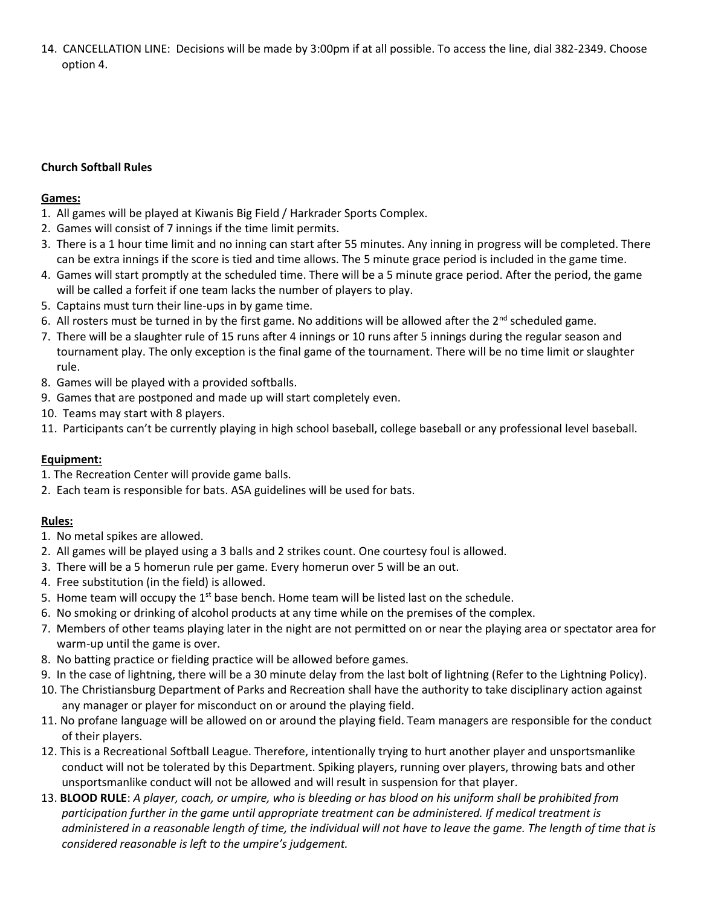14. CANCELLATION LINE: Decisions will be made by 3:00pm if at all possible. To access the line, dial 382-2349. Choose option 4.

**Church Softball Rules**

**Games:**

1. All games will be played at Kiwanis Big Field / Harkrader Sports Complex.
2. Games will consist of 7 innings if the time limit permits.
3. There is a 1 hour time limit and no inning can start after 55 minutes. Any inning in progress will be completed. There can be extra innings if the score is tied and time allows. The 5 minute grace period is included in the game time.
4. Games will start promptly at the scheduled time. There will be a 5 minute grace period. After the period, the game will be called a forfeit if one team lacks the number of players to play.
5. Captains must turn their line-ups in by game time.
6. All rosters must be turned in by the first game. No additions will be allowed after the 2nd scheduled game.
7. There will be a slaughter rule of 15 runs after 4 innings or 10 runs after 5 innings during the regular season and tournament play. The only exception is the final game of the tournament. There will be no time limit or slaughter rule.
8. Games will be played with a provided softballs.
9. Games that are postponed and made up will start completely even.
10. Teams may start with 8 players.
11. Participants can't be currently playing in high school baseball, college baseball or any professional level baseball.

**Equipment:**

1. The Recreation Center will provide game balls.
2. Each team is responsible for bats. ASA guidelines will be used for bats.

**Rules:**

1. No metal spikes are allowed.
2. All games will be played using a 3 balls and 2 strikes count. One courtesy foul is allowed.
3. There will be a 5 homerun rule per game. Every homerun over 5 will be an out.
4. Free substitution (in the field) is allowed.
5. Home team will occupy the 1st base bench. Home team will be listed last on the schedule.
6. No smoking or drinking of alcohol products at any time while on the premises of the complex.
7. Members of other teams playing later in the night are not permitted on or near the playing area or spectator area for warm-up until the game is over.
8. No batting practice or fielding practice will be allowed before games.
9. In the case of lightning, there will be a 30 minute delay from the last bolt of lightning (Refer to the Lightning Policy).
10. The Christiansburg Department of Parks and Recreation shall have the authority to take disciplinary action against any manager or player for misconduct on or around the playing field.
11. No profane language will be allowed on or around the playing field. Team managers are responsible for the conduct of their players.
12. This is a Recreational Softball League. Therefore, intentionally trying to hurt another player and unsportsmanlike conduct will not be tolerated by this Department. Spiking players, running over players, throwing bats and other unsportsmanlike conduct will not be allowed and will result in suspension for that player.
13. **BLOOD RULE**: *A player, coach, or umpire, who is bleeding or has blood on his uniform shall be prohibited from participation further in the game until appropriate treatment can be administered. If medical treatment is administered in a reasonable length of time, the individual will not have to leave the game. The length of time that is considered reasonable is left to the umpire's judgement.*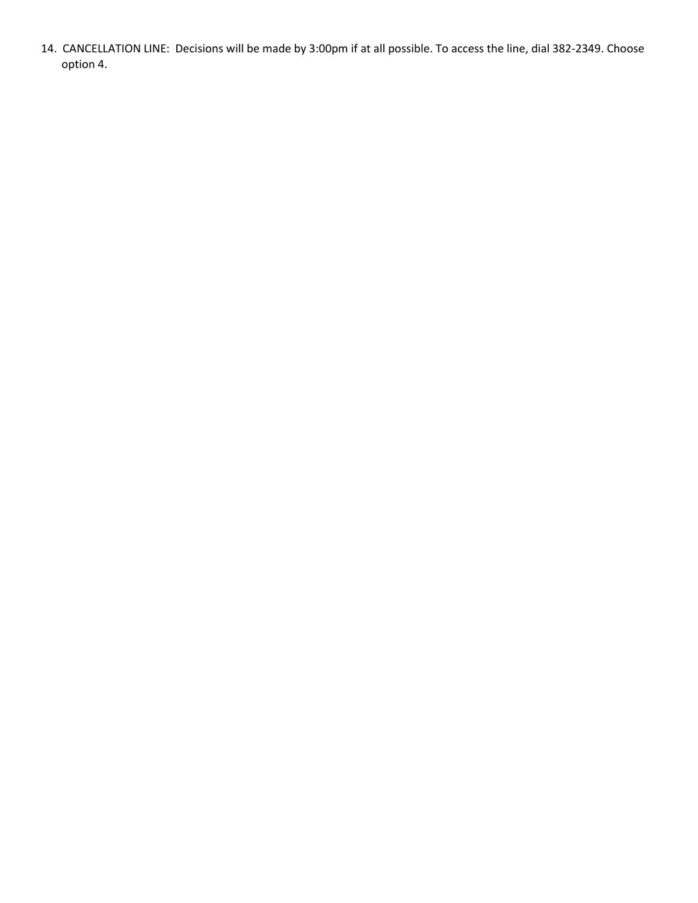14. CANCELLATION LINE: Decisions will be made by 3:00pm if at all possible. To access the line, dial 382-2349. Choose option 4.